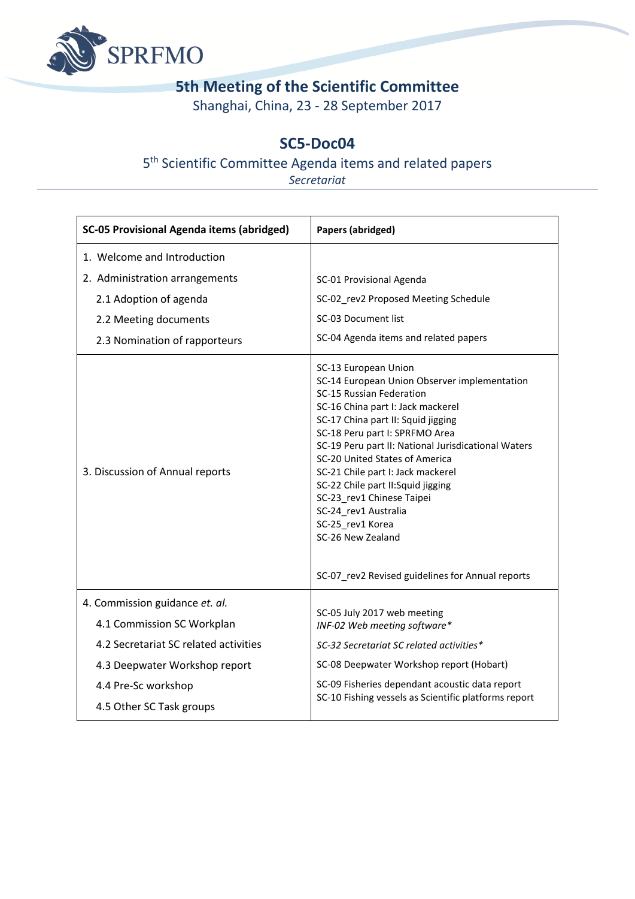SPRFMO

# 5th Meeting of the Scientific Committee

Shanghai, China, 23 - 28 September 2017

## SC5-Doc04

5th Scientific Committee Agenda items and related papers

*Secretariat*

| SC-05 Provisional Agenda items (abridged) | Papers (abridged) |
|---|---|
| 1. Welcome and Introduction<br>2. Administration arrangements<br>2.1 Adoption of agenda<br>2.2 Meeting documents<br>2.3 Nomination of rapporteurs | SC-01 Provisional Agenda<br>SC-02_rev2 Proposed Meeting Schedule<br>SC-03 Document list<br>SC-04 Agenda items and related papers |
| 3. Discussion of Annual reports | SC-13 European Union<br>SC-14 European Union Observer implementation<br>SC-15 Russian Federation<br>SC-16 China part I: Jack mackerel<br>SC-17 China part II: Squid jigging<br>SC-18 Peru part I: SPRFMO Area<br>SC-19 Peru part II: National Jurisdicational Waters<br>SC-20 United States of America<br>SC-21 Chile part I: Jack mackerel<br>SC-22 Chile part II:Squid jigging<br>SC-23_rev1 Chinese Taipei<br>SC-24_rev1 Australia<br>SC-25_rev1 Korea<br>SC-26 New Zealand<br><br>SC-07_rev2 Revised guidelines for Annual reports |
| 4. Commission guidance *et. al.*<br>4.1 Commission SC Workplan<br>4.2 Secretariat SC related activities<br>4.3 Deepwater Workshop report<br>4.4 Pre-Sc workshop<br>4.5 Other SC Task groups | SC-05 July 2017 web meeting<br>*INF-02 Web meeting software**<br>*SC-32 Secretariat SC related activities**<br>SC-08 Deepwater Workshop report (Hobart)<br>SC-09 Fisheries dependant acoustic data report<br>SC-10 Fishing vessels as Scientific platforms report |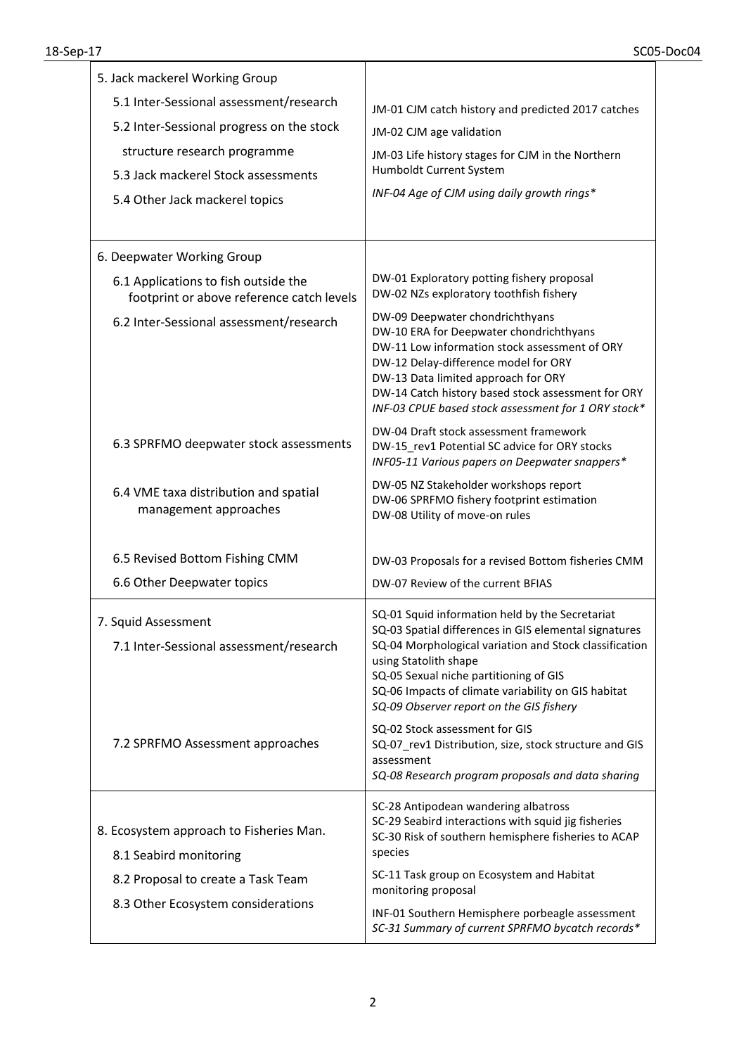| | |
|---|---|
| 5. Jack mackerel Working Group<br>5.1 Inter-Sessional assessment/research<br>5.2 Inter-Sessional progress on the stock structure research programme<br>5.3 Jack mackerel Stock assessments<br>5.4 Other Jack mackerel topics | JM-01 CJM catch history and predicted 2017 catches<br>JM-02 CJM age validation<br>JM-03 Life history stages for CJM in the Northern Humboldt Current System<br>*INF-04 Age of CJM using daily growth rings** |
| 6. Deepwater Working Group<br>6.1 Applications to fish outside the footprint or above reference catch levels | DW-01 Exploratory potting fishery proposal<br>DW-02 NZs exploratory toothfish fishery |
| 6.2 Inter-Sessional assessment/research | DW-09 Deepwater chondrichthyans<br>DW-10 ERA for Deepwater chondrichthyans<br>DW-11 Low information stock assessment of ORY<br>DW-12 Delay-difference model for ORY<br>DW-13 Data limited approach for ORY<br>DW-14 Catch history based stock assessment for ORY<br>*INF-03 CPUE based stock assessment for 1 ORY stock** |
| 6.3 SPRFMO deepwater stock assessments | DW-04 Draft stock assessment framework<br>DW-15_rev1 Potential SC advice for ORY stocks<br>*INF05-11 Various papers on Deepwater snappers** |
| 6.4 VME taxa distribution and spatial management approaches | DW-05 NZ Stakeholder workshops report<br>DW-06 SPRFMO fishery footprint estimation<br>DW-08 Utility of move-on rules |
| 6.5 Revised Bottom Fishing CMM | DW-03 Proposals for a revised Bottom fisheries CMM |
| 6.6 Other Deepwater topics | DW-07 Review of the current BFIAS |
| 7. Squid Assessment<br>7.1 Inter-Sessional assessment/research | SQ-01 Squid information held by the Secretariat<br>SQ-03 Spatial differences in GIS elemental signatures<br>SQ-04 Morphological variation and Stock classification using Statolith shape<br>SQ-05 Sexual niche partitioning of GIS<br>SQ-06 Impacts of climate variability on GIS habitat<br>*SQ-09 Observer report on the GIS fishery* |
| 7.2 SPRFMO Assessment approaches | SQ-02 Stock assessment for GIS<br>SQ-07_rev1 Distribution, size, stock structure and GIS assessment<br>*SQ-08 Research program proposals and data sharing* |
| 8. Ecosystem approach to Fisheries Man.<br>8.1 Seabird monitoring | SC-28 Antipodean wandering albatross<br>SC-29 Seabird interactions with squid jig fisheries<br>SC-30 Risk of southern hemisphere fisheries to ACAP species |
| 8.2 Proposal to create a Task Team | SC-11 Task group on Ecosystem and Habitat monitoring proposal |
| 8.3 Other Ecosystem considerations | INF-01 Southern Hemisphere porbeagle assessment<br>*SC-31 Summary of current SPRFMO bycatch records** |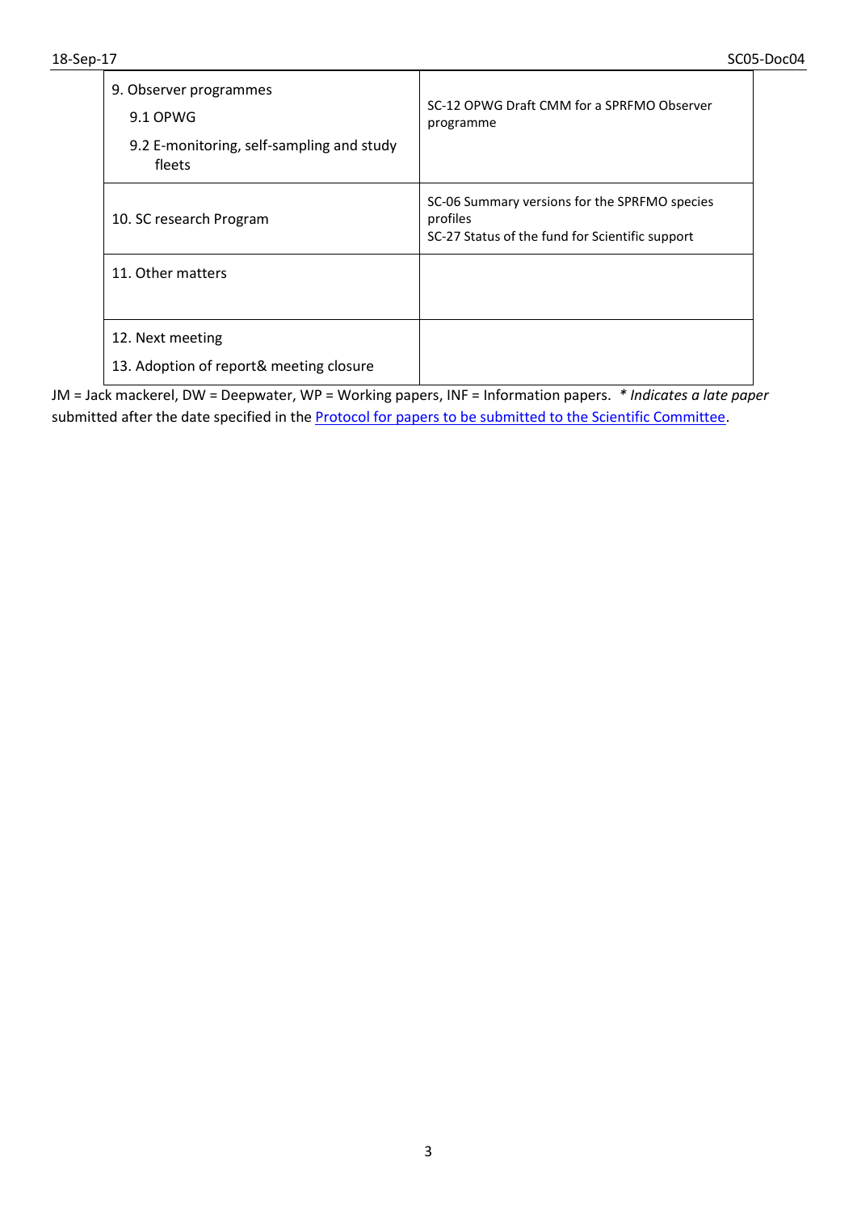| | |
|---|---|
| 9. Observer programmes<br>9.1 OPWG<br>9.2 E-monitoring, self-sampling and study fleets | SC-12 OPWG Draft CMM for a SPRFMO Observer programme |
| 10. SC research Program | SC-06 Summary versions for the SPRFMO species profiles<br>SC-27 Status of the fund for Scientific support |
| 11. Other matters | |
| 12. Next meeting<br>13. Adoption of report& meeting closure | |

JM = Jack mackerel, DW = Deepwater, WP = Working papers, INF = Information papers. *\* Indicates a late paper* submitted after the date specified in the Protocol for papers to be submitted to the Scientific Committee.